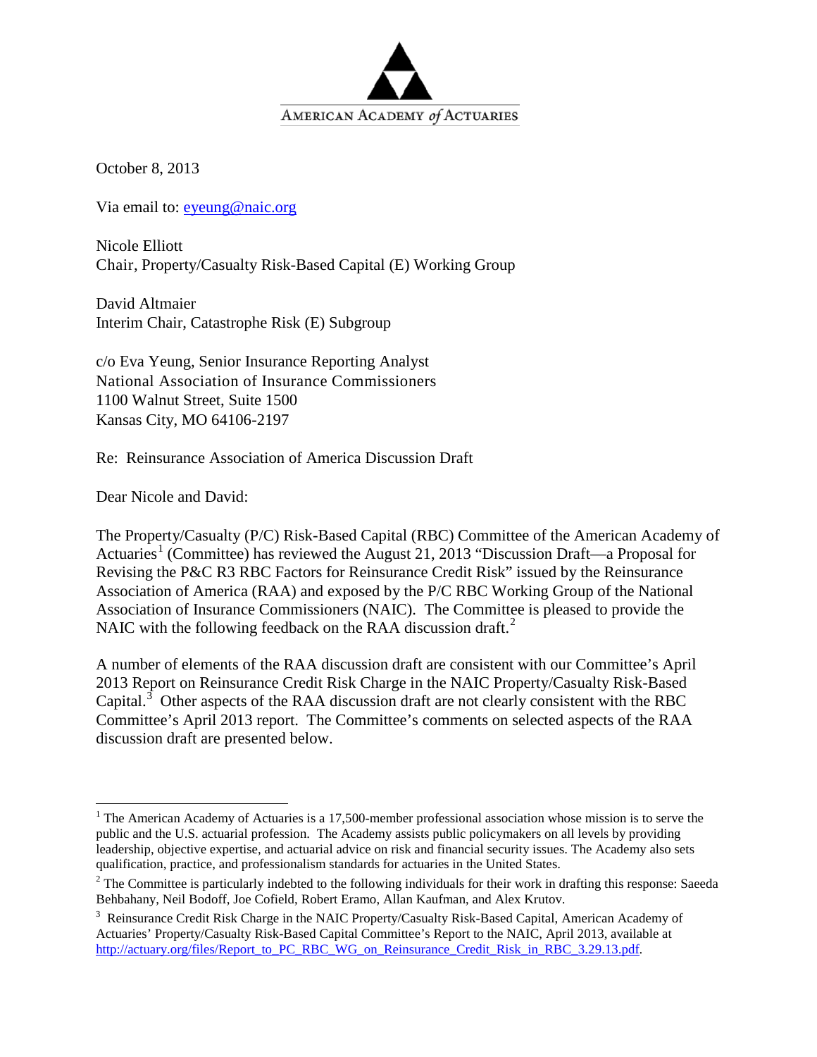AMERICAN ACADEMY of ACTUARIES

October 8, 2013

Via email to: eyeung@naic.org

Nicole Elliott
Chair, Property/Casualty Risk-Based Capital (E) Working Group

David Altmaier
Interim Chair, Catastrophe Risk (E) Subgroup

c/o Eva Yeung, Senior Insurance Reporting Analyst
National Association of Insurance Commissioners
1100 Walnut Street, Suite 1500
Kansas City, MO 64106-2197

Re: Reinsurance Association of America Discussion Draft

Dear Nicole and David:

The Property/Casualty (P/C) Risk-Based Capital (RBC) Committee of the American Academy of Actuaries[1] (Committee) has reviewed the August 21, 2013 "Discussion Draft—a Proposal for Revising the P&C R3 RBC Factors for Reinsurance Credit Risk" issued by the Reinsurance Association of America (RAA) and exposed by the P/C RBC Working Group of the National Association of Insurance Commissioners (NAIC). The Committee is pleased to provide the NAIC with the following feedback on the RAA discussion draft.[2]

A number of elements of the RAA discussion draft are consistent with our Committee's April 2013 Report on Reinsurance Credit Risk Charge in the NAIC Property/Casualty Risk-Based Capital.[3] Other aspects of the RAA discussion draft are not clearly consistent with the RBC Committee's April 2013 report. The Committee's comments on selected aspects of the RAA discussion draft are presented below.

---

[1] The American Academy of Actuaries is a 17,500-member professional association whose mission is to serve the public and the U.S. actuarial profession. The Academy assists public policymakers on all levels by providing leadership, objective expertise, and actuarial advice on risk and financial security issues. The Academy also sets qualification, practice, and professionalism standards for actuaries in the United States.

[2] The Committee is particularly indebted to the following individuals for their work in drafting this response: Saeeda Behbahany, Neil Bodoff, Joe Cofield, Robert Eramo, Allan Kaufman, and Alex Krutov.

[3] Reinsurance Credit Risk Charge in the NAIC Property/Casualty Risk-Based Capital, American Academy of Actuaries' Property/Casualty Risk-Based Capital Committee's Report to the NAIC, April 2013, available at http://actuary.org/files/Report_to_PC_RBC_WG_on_Reinsurance_Credit_Risk_in_RBC_3.29.13.pdf.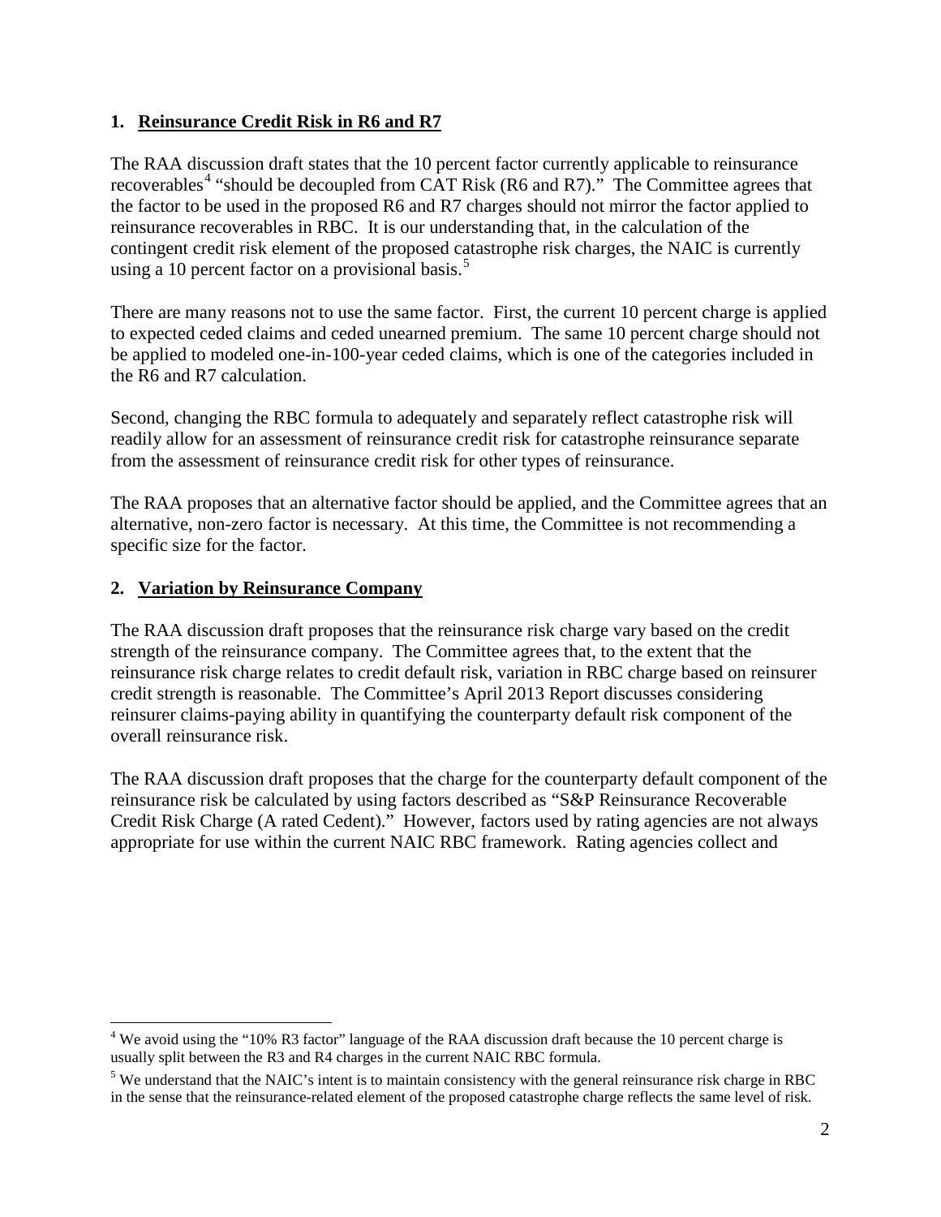## 1. Reinsurance Credit Risk in R6 and R7

The RAA discussion draft states that the 10 percent factor currently applicable to reinsurance recoverables[4] "should be decoupled from CAT Risk (R6 and R7)." The Committee agrees that the factor to be used in the proposed R6 and R7 charges should not mirror the factor applied to reinsurance recoverables in RBC. It is our understanding that, in the calculation of the contingent credit risk element of the proposed catastrophe risk charges, the NAIC is currently using a 10 percent factor on a provisional basis.[5]

There are many reasons not to use the same factor. First, the current 10 percent charge is applied to expected ceded claims and ceded unearned premium. The same 10 percent charge should not be applied to modeled one-in-100-year ceded claims, which is one of the categories included in the R6 and R7 calculation.

Second, changing the RBC formula to adequately and separately reflect catastrophe risk will readily allow for an assessment of reinsurance credit risk for catastrophe reinsurance separate from the assessment of reinsurance credit risk for other types of reinsurance.

The RAA proposes that an alternative factor should be applied, and the Committee agrees that an alternative, non-zero factor is necessary. At this time, the Committee is not recommending a specific size for the factor.

## 2. Variation by Reinsurance Company

The RAA discussion draft proposes that the reinsurance risk charge vary based on the credit strength of the reinsurance company. The Committee agrees that, to the extent that the reinsurance risk charge relates to credit default risk, variation in RBC charge based on reinsurer credit strength is reasonable. The Committee's April 2013 Report discusses considering reinsurer claims-paying ability in quantifying the counterparty default risk component of the overall reinsurance risk.

The RAA discussion draft proposes that the charge for the counterparty default component of the reinsurance risk be calculated by using factors described as "S&P Reinsurance Recoverable Credit Risk Charge (A rated Cedent)." However, factors used by rating agencies are not always appropriate for use within the current NAIC RBC framework. Rating agencies collect and

[4] We avoid using the "10% R3 factor" language of the RAA discussion draft because the 10 percent charge is usually split between the R3 and R4 charges in the current NAIC RBC formula.

[5] We understand that the NAIC's intent is to maintain consistency with the general reinsurance risk charge in RBC in the sense that the reinsurance-related element of the proposed catastrophe charge reflects the same level of risk.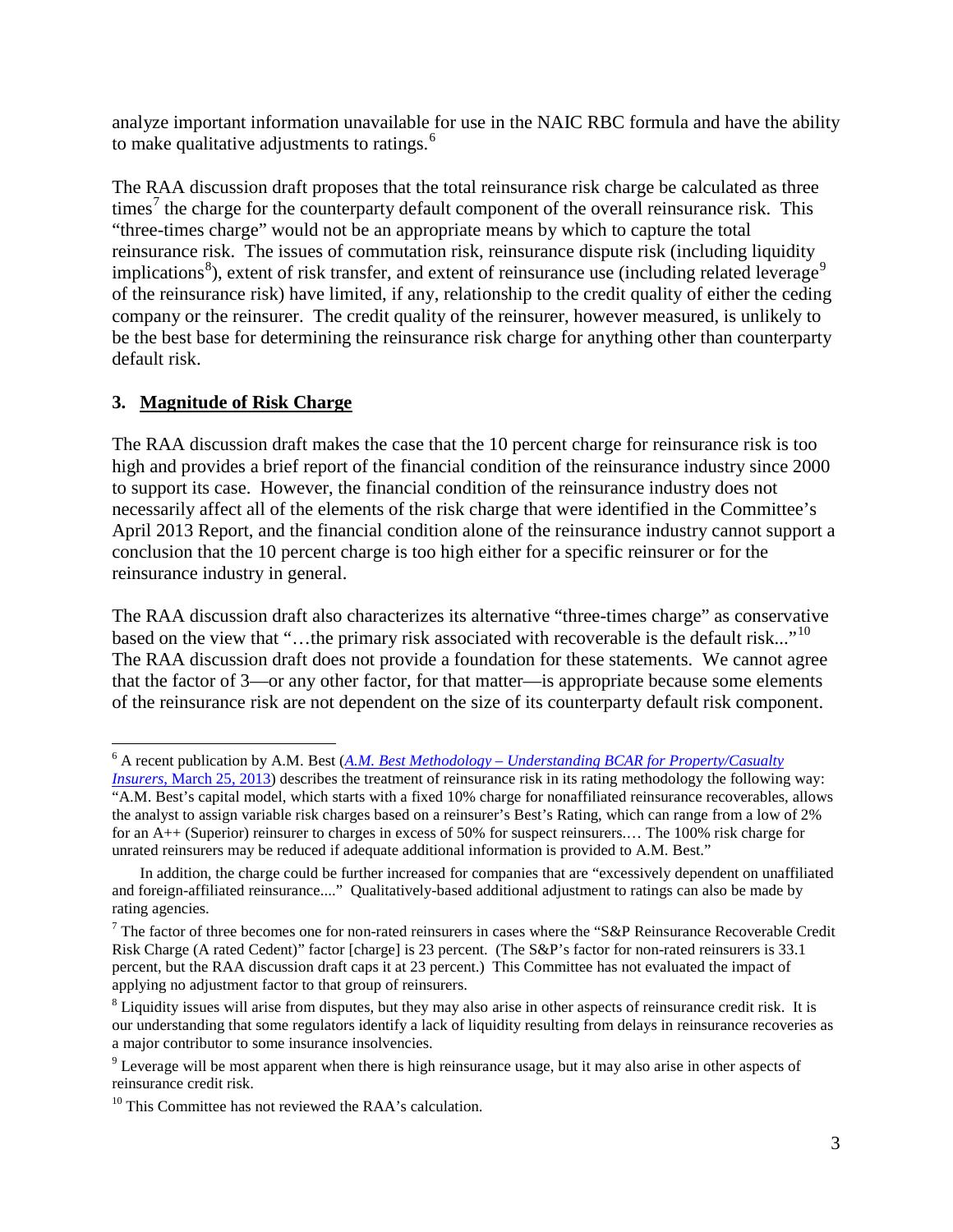analyze important information unavailable for use in the NAIC RBC formula and have the ability to make qualitative adjustments to ratings.[6]

The RAA discussion draft proposes that the total reinsurance risk charge be calculated as three times[7] the charge for the counterparty default component of the overall reinsurance risk. This "three-times charge" would not be an appropriate means by which to capture the total reinsurance risk. The issues of commutation risk, reinsurance dispute risk (including liquidity implications[8]), extent of risk transfer, and extent of reinsurance use (including related leverage[9] of the reinsurance risk) have limited, if any, relationship to the credit quality of either the ceding company or the reinsurer. The credit quality of the reinsurer, however measured, is unlikely to be the best base for determining the reinsurance risk charge for anything other than counterparty default risk.

### 3. **Magnitude of Risk Charge**

The RAA discussion draft makes the case that the 10 percent charge for reinsurance risk is too high and provides a brief report of the financial condition of the reinsurance industry since 2000 to support its case. However, the financial condition of the reinsurance industry does not necessarily affect all of the elements of the risk charge that were identified in the Committee's April 2013 Report, and the financial condition alone of the reinsurance industry cannot support a conclusion that the 10 percent charge is too high either for a specific reinsurer or for the reinsurance industry in general.

The RAA discussion draft also characterizes its alternative "three-times charge" as conservative based on the view that "…the primary risk associated with recoverable is the default risk..."[10] The RAA discussion draft does not provide a foundation for these statements. We cannot agree that the factor of 3—or any other factor, for that matter—is appropriate because some elements of the reinsurance risk are not dependent on the size of its counterparty default risk component.

---

[6] A recent publication by A.M. Best (*A.M. Best Methodology – Understanding BCAR for Property/Casualty Insurers*, March 25, 2013) describes the treatment of reinsurance risk in its rating methodology the following way: "A.M. Best's capital model, which starts with a fixed 10% charge for nonaffiliated reinsurance recoverables, allows the analyst to assign variable risk charges based on a reinsurer's Best's Rating, which can range from a low of 2% for an A++ (Superior) reinsurer to charges in excess of 50% for suspect reinsurers.… The 100% risk charge for unrated reinsurers may be reduced if adequate additional information is provided to A.M. Best."

In addition, the charge could be further increased for companies that are "excessively dependent on unaffiliated and foreign-affiliated reinsurance...." Qualitatively-based additional adjustment to ratings can also be made by rating agencies.

[7] The factor of three becomes one for non-rated reinsurers in cases where the "S&P Reinsurance Recoverable Credit Risk Charge (A rated Cedent)" factor [charge] is 23 percent. (The S&P's factor for non-rated reinsurers is 33.1 percent, but the RAA discussion draft caps it at 23 percent.) This Committee has not evaluated the impact of applying no adjustment factor to that group of reinsurers.

[8] Liquidity issues will arise from disputes, but they may also arise in other aspects of reinsurance credit risk. It is our understanding that some regulators identify a lack of liquidity resulting from delays in reinsurance recoveries as a major contributor to some insurance insolvencies.

[9] Leverage will be most apparent when there is high reinsurance usage, but it may also arise in other aspects of reinsurance credit risk.

[10] This Committee has not reviewed the RAA's calculation.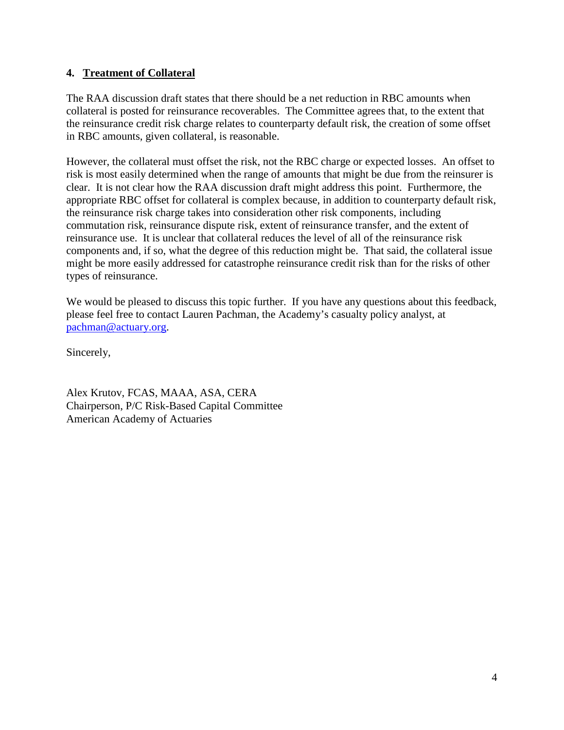## 4. Treatment of Collateral

The RAA discussion draft states that there should be a net reduction in RBC amounts when collateral is posted for reinsurance recoverables. The Committee agrees that, to the extent that the reinsurance credit risk charge relates to counterparty default risk, the creation of some offset in RBC amounts, given collateral, is reasonable.

However, the collateral must offset the risk, not the RBC charge or expected losses. An offset to risk is most easily determined when the range of amounts that might be due from the reinsurer is clear. It is not clear how the RAA discussion draft might address this point. Furthermore, the appropriate RBC offset for collateral is complex because, in addition to counterparty default risk, the reinsurance risk charge takes into consideration other risk components, including commutation risk, reinsurance dispute risk, extent of reinsurance transfer, and the extent of reinsurance use. It is unclear that collateral reduces the level of all of the reinsurance risk components and, if so, what the degree of this reduction might be. That said, the collateral issue might be more easily addressed for catastrophe reinsurance credit risk than for the risks of other types of reinsurance.

We would be pleased to discuss this topic further. If you have any questions about this feedback, please feel free to contact Lauren Pachman, the Academy's casualty policy analyst, at pachman@actuary.org.

Sincerely,

Alex Krutov, FCAS, MAAA, ASA, CERA
Chairperson, P/C Risk-Based Capital Committee
American Academy of Actuaries